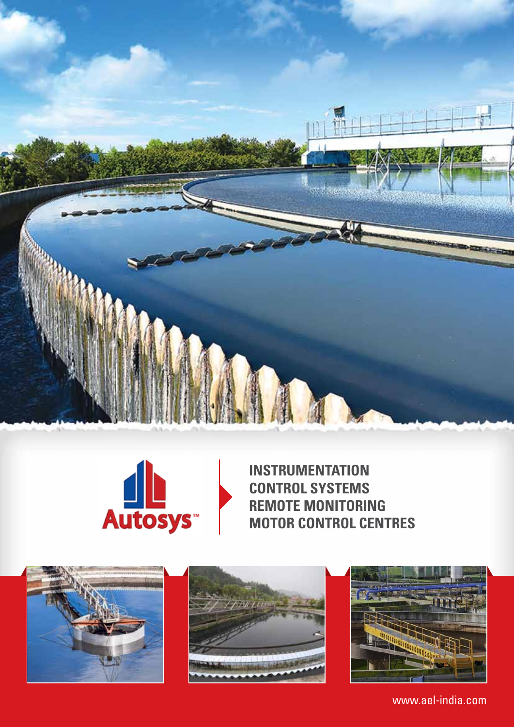Autosys™

**INSTRUMENTATION**
**CONTROL SYSTEMS**
**REMOTE MONITORING**
**MOTOR CONTROL CENTRES**

www.ael-india.com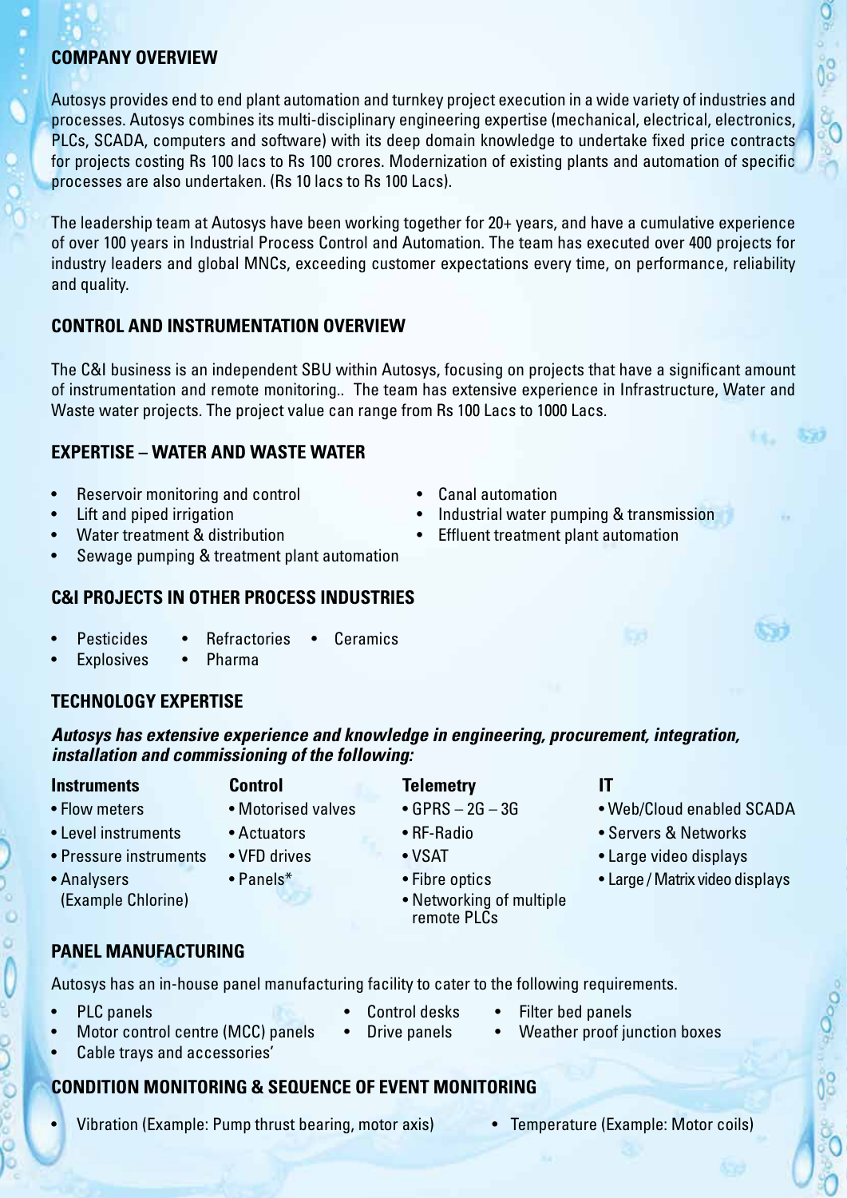## COMPANY OVERVIEW

Autosys provides end to end plant automation and turnkey project execution in a wide variety of industries and processes. Autosys combines its multi-disciplinary engineering expertise (mechanical, electrical, electronics, PLCs, SCADA, computers and software) with its deep domain knowledge to undertake fixed price contracts for projects costing Rs 100 lacs to Rs 100 crores. Modernization of existing plants and automation of specific processes are also undertaken. (Rs 10 lacs to Rs 100 Lacs).

The leadership team at Autosys have been working together for 20+ years, and have a cumulative experience of over 100 years in Industrial Process Control and Automation. The team has executed over 400 projects for industry leaders and global MNCs, exceeding customer expectations every time, on performance, reliability and quality.

## CONTROL AND INSTRUMENTATION OVERVIEW

The C&I business is an independent SBU within Autosys, focusing on projects that have a significant amount of instrumentation and remote monitoring.. The team has extensive experience in Infrastructure, Water and Waste water projects. The project value can range from Rs 100 Lacs to 1000 Lacs.

## EXPERTISE – WATER AND WASTE WATER

- Reservoir monitoring and control
- Lift and piped irrigation
- Water treatment & distribution
- Sewage pumping & treatment plant automation
- Canal automation
- Industrial water pumping & transmission
- Effluent treatment plant automation

## C&I PROJECTS IN OTHER PROCESS INDUSTRIES

- Pesticides
- Refractories
- Ceramics
- Explosives
- Pharma

## TECHNOLOGY EXPERTISE

***Autosys has extensive experience and knowledge in engineering, procurement, integration, installation and commissioning of the following:***

**Instruments**
- Flow meters
- Level instruments
- Pressure instruments
- Analysers (Example Chlorine)

**Control**
- Motorised valves
- Actuators
- VFD drives
- Panels*

**Telemetry**
- GPRS – 2G – 3G
- RF-Radio
- VSAT
- Fibre optics
- Networking of multiple remote PLCs

**IT**
- Web/Cloud enabled SCADA
- Servers & Networks
- Large video displays
- Large / Matrix video displays

## PANEL MANUFACTURING

Autosys has an in-house panel manufacturing facility to cater to the following requirements.

- PLC panels
- Motor control centre (MCC) panels
- Cable trays and accessories'
- Control desks
- Drive panels
- Filter bed panels
- Weather proof junction boxes

## CONDITION MONITORING & SEQUENCE OF EVENT MONITORING

- Vibration (Example: Pump thrust bearing, motor axis)
- Temperature (Example: Motor coils)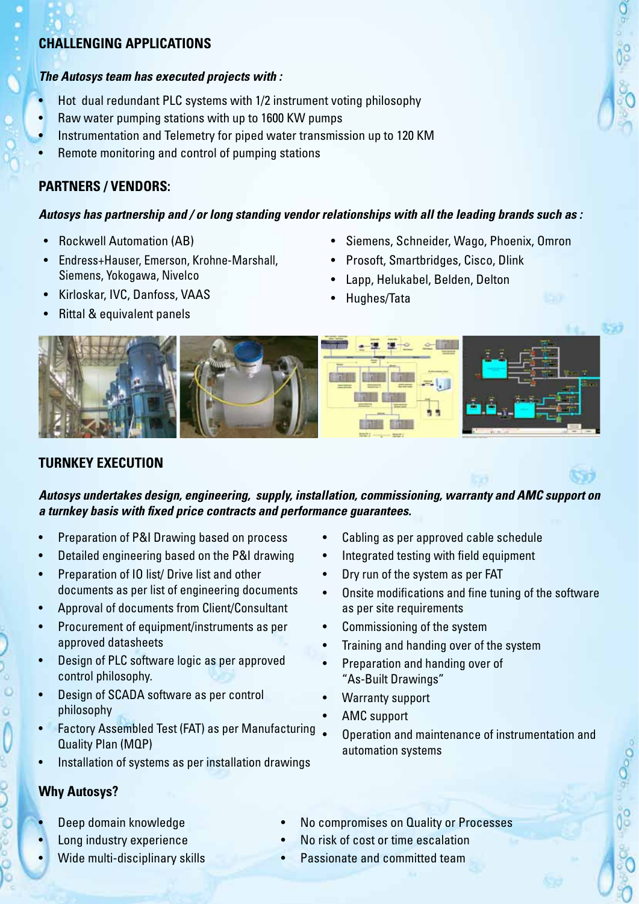## CHALLENGING APPLICATIONS

***The Autosys team has executed projects with :***

- Hot dual redundant PLC systems with 1/2 instrument voting philosophy
- Raw water pumping stations with up to 1600 KW pumps
- Instrumentation and Telemetry for piped water transmission up to 120 KM
- Remote monitoring and control of pumping stations

## PARTNERS / VENDORS:

***Autosys has partnership and / or long standing vendor relationships with all the leading brands such as :***

- Rockwell Automation (AB)
- Endress+Hauser, Emerson, Krohne-Marshall, Siemens, Yokogawa, Nivelco
- Kirloskar, IVC, Danfoss, VAAS
- Rittal & equivalent panels
- Siemens, Schneider, Wago, Phoenix, Omron
- Prosoft, Smartbridges, Cisco, Dlink
- Lapp, Helukabel, Belden, Delton
- Hughes/Tata

## TURNKEY EXECUTION

***Autosys undertakes design, engineering, supply, installation, commissioning, warranty and AMC support on a turnkey basis with fixed price contracts and performance guarantees.***

- Preparation of P&I Drawing based on process
- Detailed engineering based on the P&I drawing
- Preparation of IO list/ Drive list and other documents as per list of engineering documents
- Approval of documents from Client/Consultant
- Procurement of equipment/instruments as per approved datasheets
- Design of PLC software logic as per approved control philosophy.
- Design of SCADA software as per control philosophy
- Factory Assembled Test (FAT) as per Manufacturing Quality Plan (MQP)
- Installation of systems as per installation drawings
- Cabling as per approved cable schedule
- Integrated testing with field equipment
- Dry run of the system as per FAT
- Onsite modifications and fine tuning of the software as per site requirements
- Commissioning of the system
- Training and handing over of the system
- Preparation and handing over of "As-Built Drawings"
- Warranty support
- AMC support
- Operation and maintenance of instrumentation and automation systems

## Why Autosys?

- Deep domain knowledge
- Long industry experience
- Wide multi-disciplinary skills
- No compromises on Quality or Processes
- No risk of cost or time escalation
- Passionate and committed team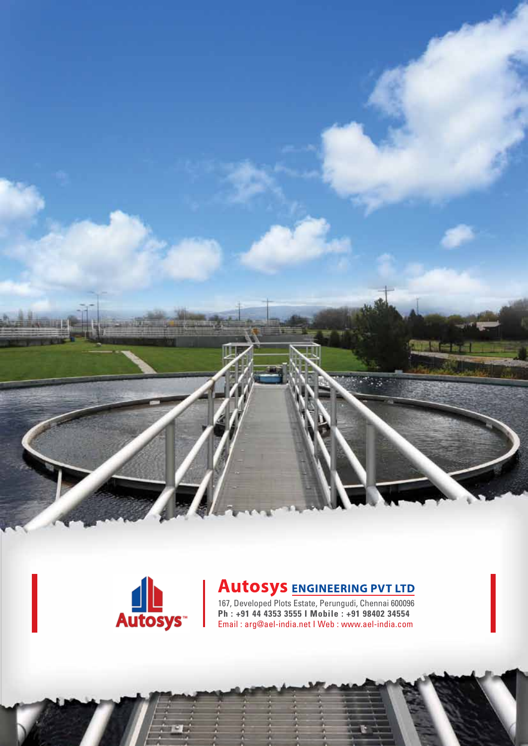# Autosys ENGINEERING PVT LTD

167, Developed Plots Estate, Perungudi, Chennai 600096

**Ph : +91 44 4353 3555 I Mobile : +91 98402 34554**

Email : arg@ael-india.net I Web : www.ael-india.com